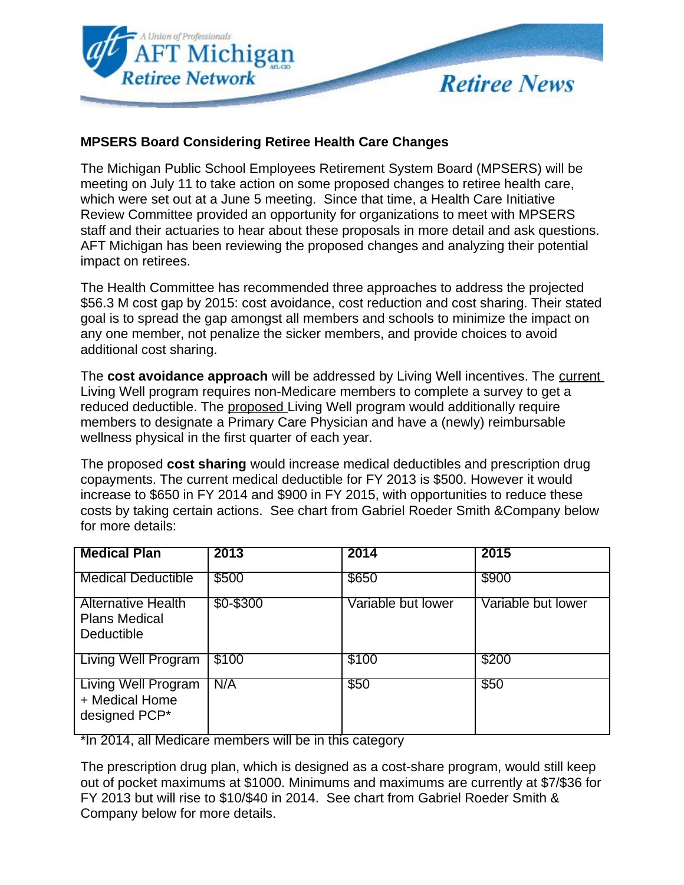# AFT Michigan Retiree Network — Retiree News

## MPSERS Board Considering Retiree Health Care Changes

The Michigan Public School Employees Retirement System Board (MPSERS) will be meeting on July 11 to take action on some proposed changes to retiree health care, which were set out at a June 5 meeting. Since that time, a Health Care Initiative Review Committee provided an opportunity for organizations to meet with MPSERS staff and their actuaries to hear about these proposals in more detail and ask questions. AFT Michigan has been reviewing the proposed changes and analyzing their potential impact on retirees.

The Health Committee has recommended three approaches to address the projected $56.3 M cost gap by 2015: cost avoidance, cost reduction and cost sharing. Their stated goal is to spread the gap amongst all members and schools to minimize the impact on any one member, not penalize the sicker members, and provide choices to avoid additional cost sharing.

The **cost avoidance approach** will be addressed by Living Well incentives. The current Living Well program requires non-Medicare members to complete a survey to get a reduced deductible. The proposed Living Well program would additionally require members to designate a Primary Care Physician and have a (newly) reimbursable wellness physical in the first quarter of each year.

The proposed **cost sharing** would increase medical deductibles and prescription drug copayments. The current medical deductible for FY 2013 is $500. However it would increase to $650 in FY 2014 and $900 in FY 2015, with opportunities to reduce these costs by taking certain actions. See chart from Gabriel Roeder Smith &Company below for more details:

| Medical Plan | 2013 | 2014 | 2015 |
|---|---|---|---|
| Medical Deductible | $500 | $650 | $900 |
| Alternative Health Plans Medical Deductible | $0-$300 | Variable but lower | Variable but lower |
| Living Well Program | $100 | $100 | $200 |
| Living Well Program + Medical Home designed PCP* | N/A | $50 | $50 |

*In 2014, all Medicare members will be in this category

The prescription drug plan, which is designed as a cost-share program, would still keep out of pocket maximums at $1000. Minimums and maximums are currently at $7/$36 for FY 2013 but will rise to $10/$40 in 2014. See chart from Gabriel Roeder Smith & Company below for more details.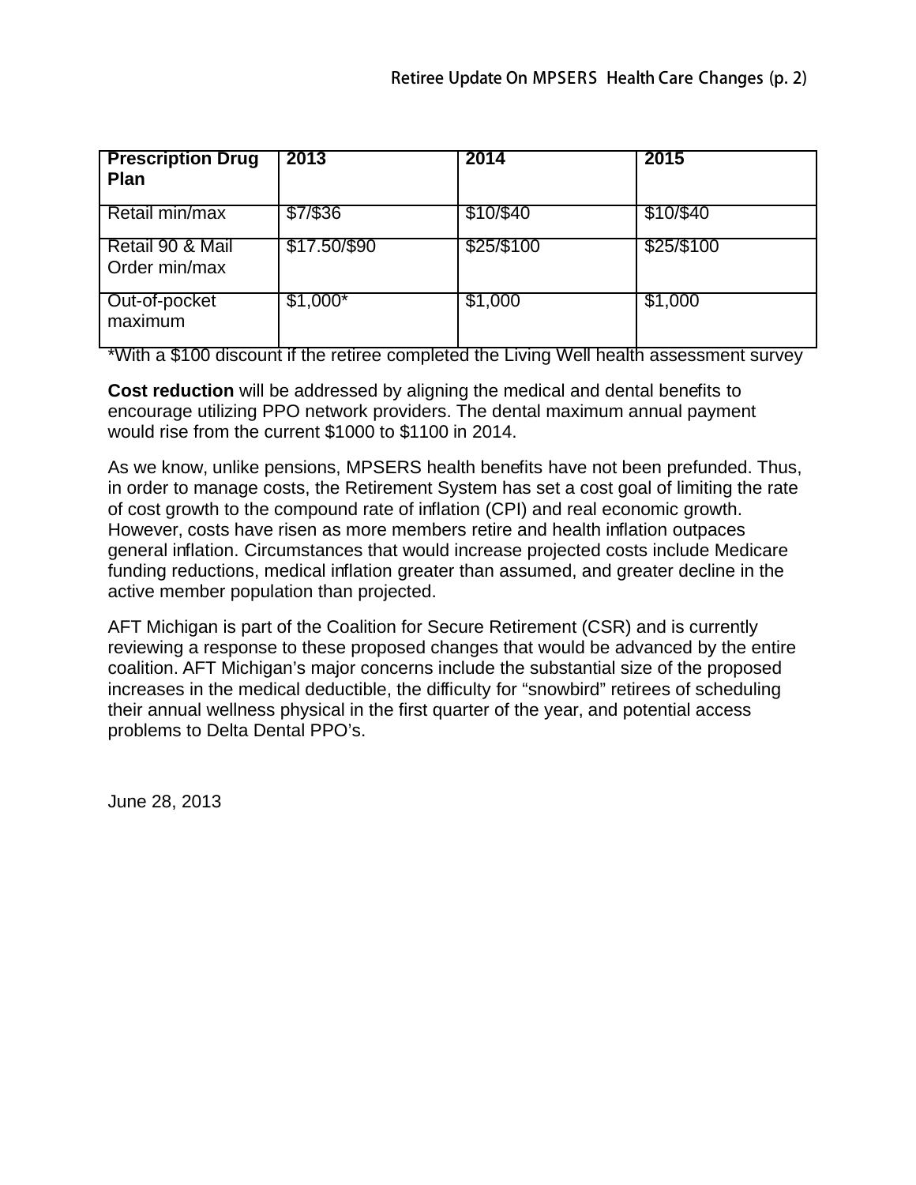| **Prescription Drug Plan** | **2013** | **2014** | **2015** |
|---|---|---|---|
| Retail min/max | $7/$36 | $10/$40 | $10/$40 |
| Retail 90 & Mail Order min/max | $17.50/$90 | $25/$100 | $25/$100 |
| Out-of-pocket maximum | $1,000* | $1,000 | $1,000 |

*With a $100 discount if the retiree completed the Living Well health assessment survey

**Cost reduction** will be addressed by aligning the medical and dental benefits to encourage utilizing PPO network providers. The dental maximum annual payment would rise from the current $1000 to $1100 in 2014.

As we know, unlike pensions, MPSERS health benefits have not been prefunded. Thus, in order to manage costs, the Retirement System has set a cost goal of limiting the rate of cost growth to the compound rate of inflation (CPI) and real economic growth. However, costs have risen as more members retire and health inflation outpaces general inflation. Circumstances that would increase projected costs include Medicare funding reductions, medical inflation greater than assumed, and greater decline in the active member population than projected.

AFT Michigan is part of the Coalition for Secure Retirement (CSR) and is currently reviewing a response to these proposed changes that would be advanced by the entire coalition. AFT Michigan's major concerns include the substantial size of the proposed increases in the medical deductible, the difficulty for "snowbird" retirees of scheduling their annual wellness physical in the first quarter of the year, and potential access problems to Delta Dental PPO's.

June 28, 2013